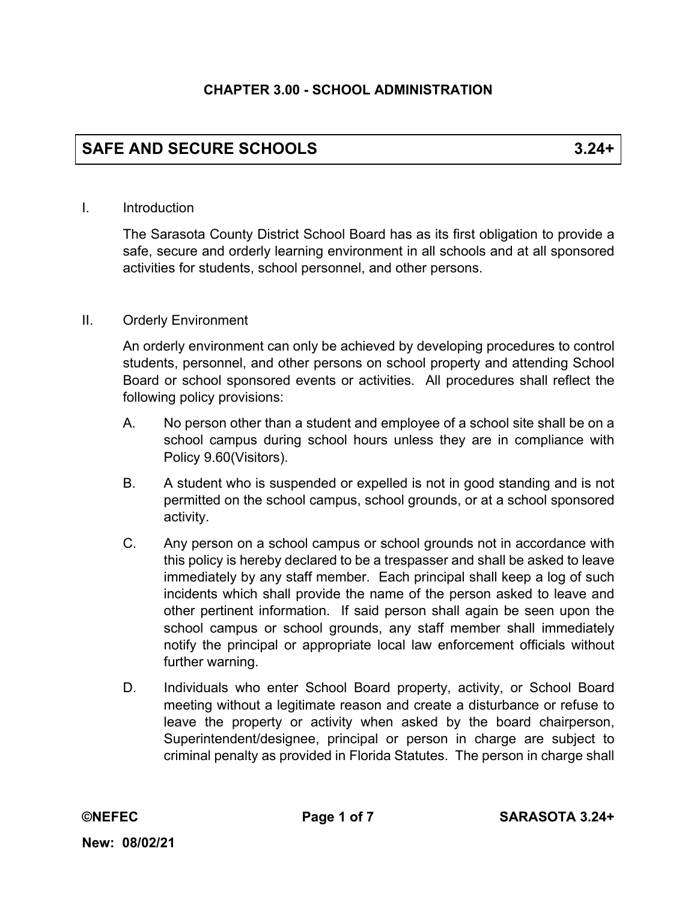## CHAPTER 3.00 - SCHOOL ADMINISTRATION

# SAFE AND SECURE SCHOOLS 3.24+

I. Introduction

The Sarasota County District School Board has as its first obligation to provide a safe, secure and orderly learning environment in all schools and at all sponsored activities for students, school personnel, and other persons.

II. Orderly Environment

An orderly environment can only be achieved by developing procedures to control students, personnel, and other persons on school property and attending School Board or school sponsored events or activities. All procedures shall reflect the following policy provisions:

A. No person other than a student and employee of a school site shall be on a school campus during school hours unless they are in compliance with Policy 9.60(Visitors).

B. A student who is suspended or expelled is not in good standing and is not permitted on the school campus, school grounds, or at a school sponsored activity.

C. Any person on a school campus or school grounds not in accordance with this policy is hereby declared to be a trespasser and shall be asked to leave immediately by any staff member. Each principal shall keep a log of such incidents which shall provide the name of the person asked to leave and other pertinent information. If said person shall again be seen upon the school campus or school grounds, any staff member shall immediately notify the principal or appropriate local law enforcement officials without further warning.

D. Individuals who enter School Board property, activity, or School Board meeting without a legitimate reason and create a disturbance or refuse to leave the property or activity when asked by the board chairperson, Superintendent/designee, principal or person in charge are subject to criminal penalty as provided in Florida Statutes. The person in charge shall

New: 08/02/21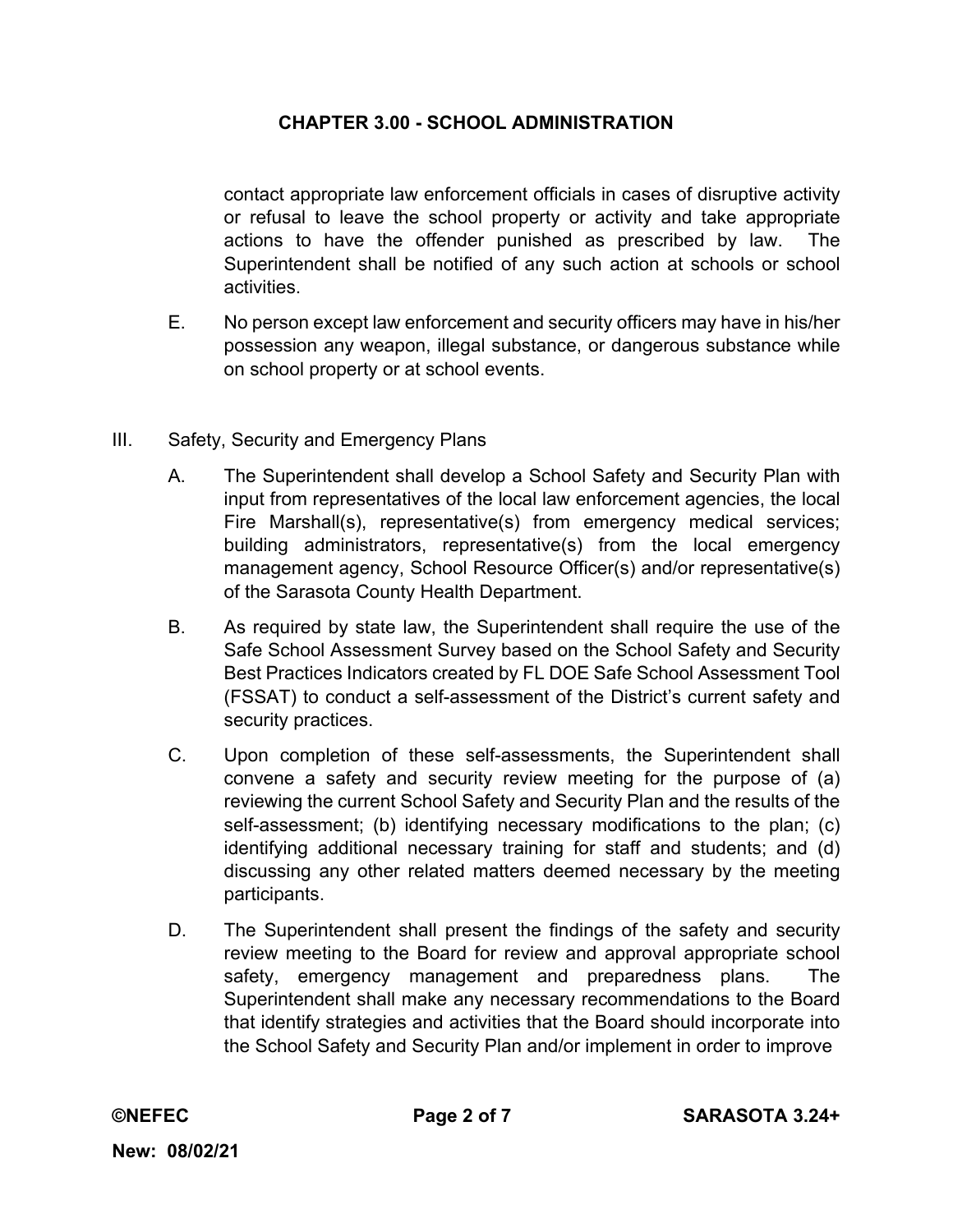contact appropriate law enforcement officials in cases of disruptive activity or refusal to leave the school property or activity and take appropriate actions to have the offender punished as prescribed by law. The Superintendent shall be notified of any such action at schools or school activities.

E. No person except law enforcement and security officers may have in his/her possession any weapon, illegal substance, or dangerous substance while on school property or at school events.

III. Safety, Security and Emergency Plans

A. The Superintendent shall develop a School Safety and Security Plan with input from representatives of the local law enforcement agencies, the local Fire Marshall(s), representative(s) from emergency medical services; building administrators, representative(s) from the local emergency management agency, School Resource Officer(s) and/or representative(s) of the Sarasota County Health Department.

B. As required by state law, the Superintendent shall require the use of the Safe School Assessment Survey based on the School Safety and Security Best Practices Indicators created by FL DOE Safe School Assessment Tool (FSSAT) to conduct a self-assessment of the District's current safety and security practices.

C. Upon completion of these self-assessments, the Superintendent shall convene a safety and security review meeting for the purpose of (a) reviewing the current School Safety and Security Plan and the results of the self-assessment; (b) identifying necessary modifications to the plan; (c) identifying additional necessary training for staff and students; and (d) discussing any other related matters deemed necessary by the meeting participants.

D. The Superintendent shall present the findings of the safety and security review meeting to the Board for review and approval appropriate school safety, emergency management and preparedness plans. The Superintendent shall make any necessary recommendations to the Board that identify strategies and activities that the Board should incorporate into the School Safety and Security Plan and/or implement in order to improve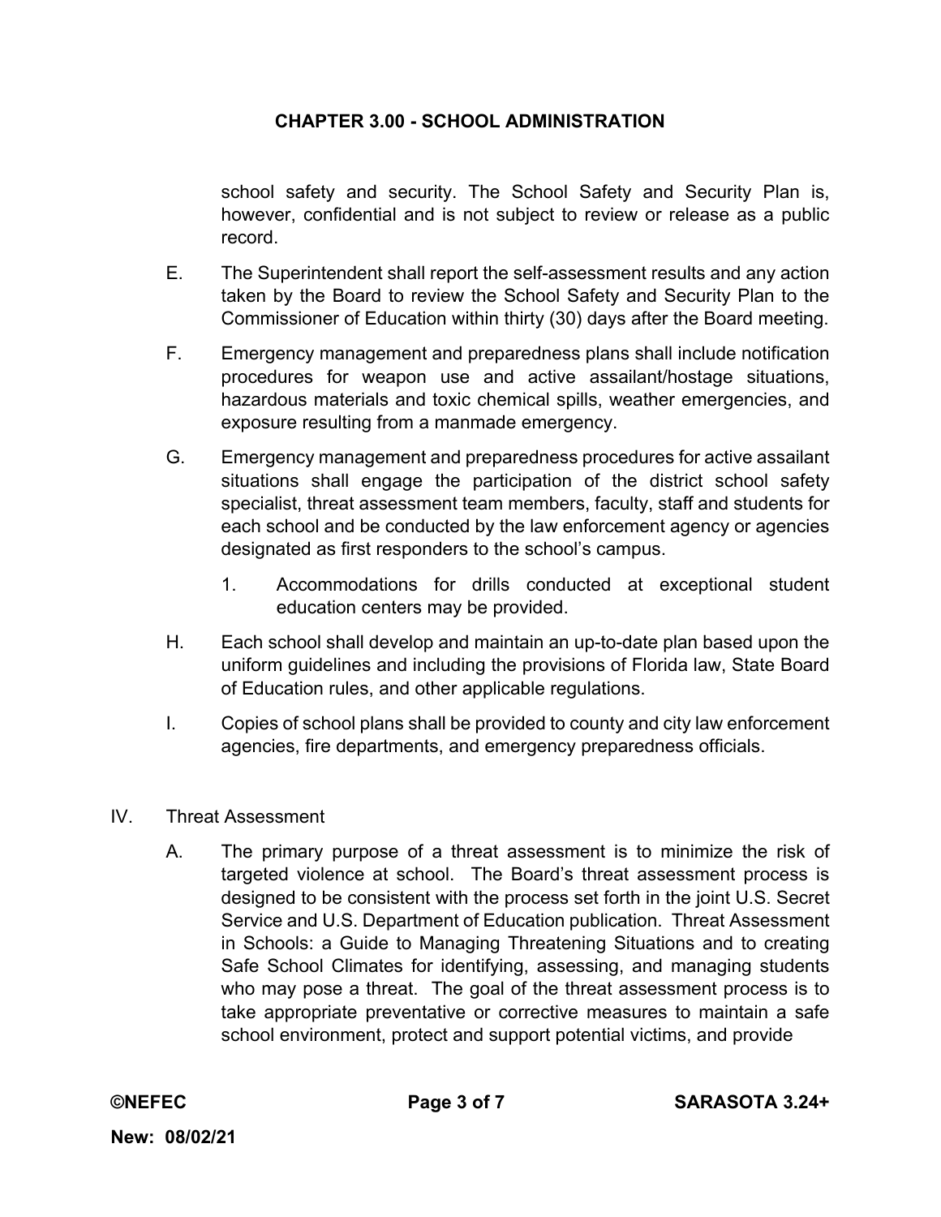school safety and security. The School Safety and Security Plan is, however, confidential and is not subject to review or release as a public record.

E. The Superintendent shall report the self-assessment results and any action taken by the Board to review the School Safety and Security Plan to the Commissioner of Education within thirty (30) days after the Board meeting.

F. Emergency management and preparedness plans shall include notification procedures for weapon use and active assailant/hostage situations, hazardous materials and toxic chemical spills, weather emergencies, and exposure resulting from a manmade emergency.

G. Emergency management and preparedness procedures for active assailant situations shall engage the participation of the district school safety specialist, threat assessment team members, faculty, staff and students for each school and be conducted by the law enforcement agency or agencies designated as first responders to the school's campus.

   1. Accommodations for drills conducted at exceptional student education centers may be provided.

H. Each school shall develop and maintain an up-to-date plan based upon the uniform guidelines and including the provisions of Florida law, State Board of Education rules, and other applicable regulations.

I. Copies of school plans shall be provided to county and city law enforcement agencies, fire departments, and emergency preparedness officials.

IV. Threat Assessment

A. The primary purpose of a threat assessment is to minimize the risk of targeted violence at school. The Board's threat assessment process is designed to be consistent with the process set forth in the joint U.S. Secret Service and U.S. Department of Education publication. Threat Assessment in Schools: a Guide to Managing Threatening Situations and to creating Safe School Climates for identifying, assessing, and managing students who may pose a threat. The goal of the threat assessment process is to take appropriate preventative or corrective measures to maintain a safe school environment, protect and support potential victims, and provide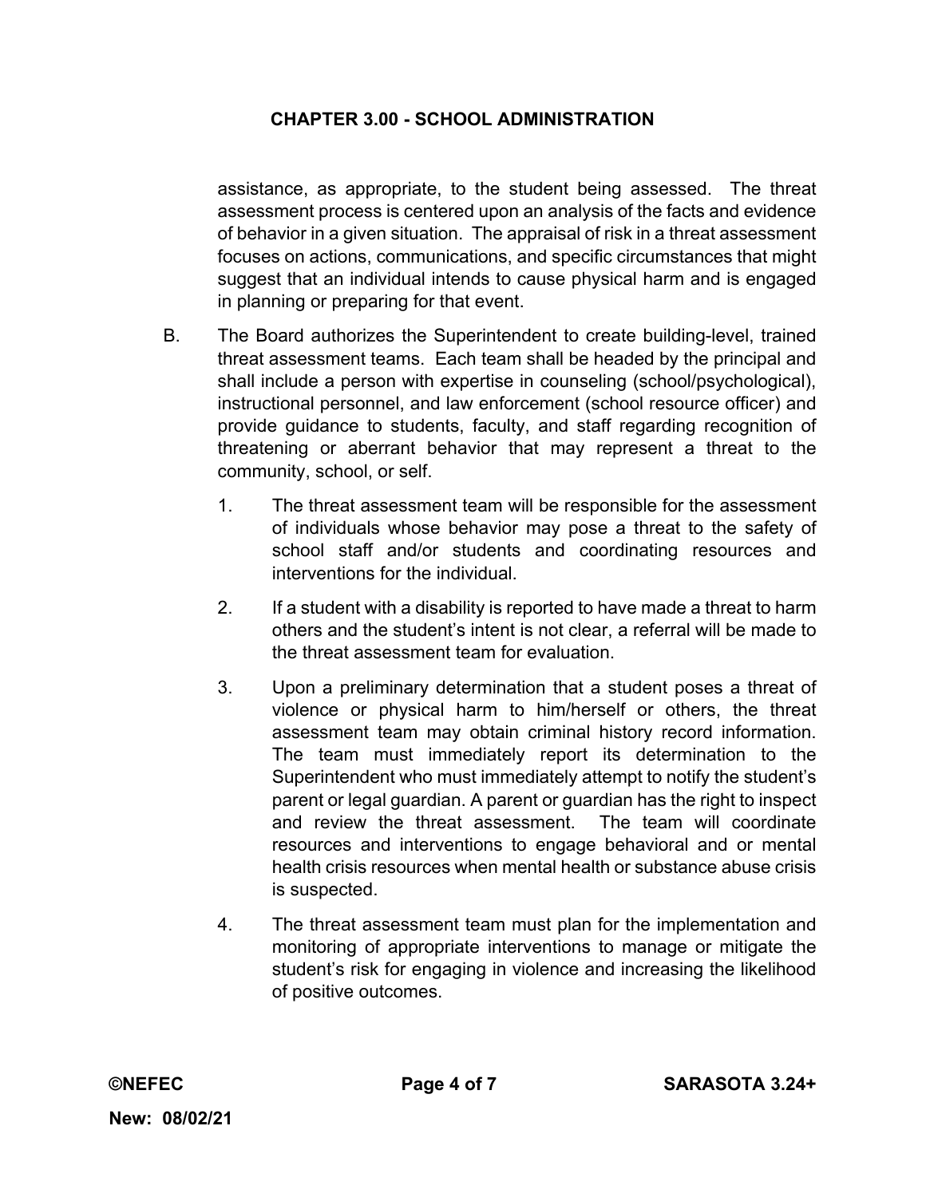assistance, as appropriate, to the student being assessed. The threat assessment process is centered upon an analysis of the facts and evidence of behavior in a given situation. The appraisal of risk in a threat assessment focuses on actions, communications, and specific circumstances that might suggest that an individual intends to cause physical harm and is engaged in planning or preparing for that event.

B. The Board authorizes the Superintendent to create building-level, trained threat assessment teams. Each team shall be headed by the principal and shall include a person with expertise in counseling (school/psychological), instructional personnel, and law enforcement (school resource officer) and provide guidance to students, faculty, and staff regarding recognition of threatening or aberrant behavior that may represent a threat to the community, school, or self.

   1. The threat assessment team will be responsible for the assessment of individuals whose behavior may pose a threat to the safety of school staff and/or students and coordinating resources and interventions for the individual.

   2. If a student with a disability is reported to have made a threat to harm others and the student's intent is not clear, a referral will be made to the threat assessment team for evaluation.

   3. Upon a preliminary determination that a student poses a threat of violence or physical harm to him/herself or others, the threat assessment team may obtain criminal history record information. The team must immediately report its determination to the Superintendent who must immediately attempt to notify the student's parent or legal guardian. A parent or guardian has the right to inspect and review the threat assessment. The team will coordinate resources and interventions to engage behavioral and or mental health crisis resources when mental health or substance abuse crisis is suspected.

   4. The threat assessment team must plan for the implementation and monitoring of appropriate interventions to manage or mitigate the student's risk for engaging in violence and increasing the likelihood of positive outcomes.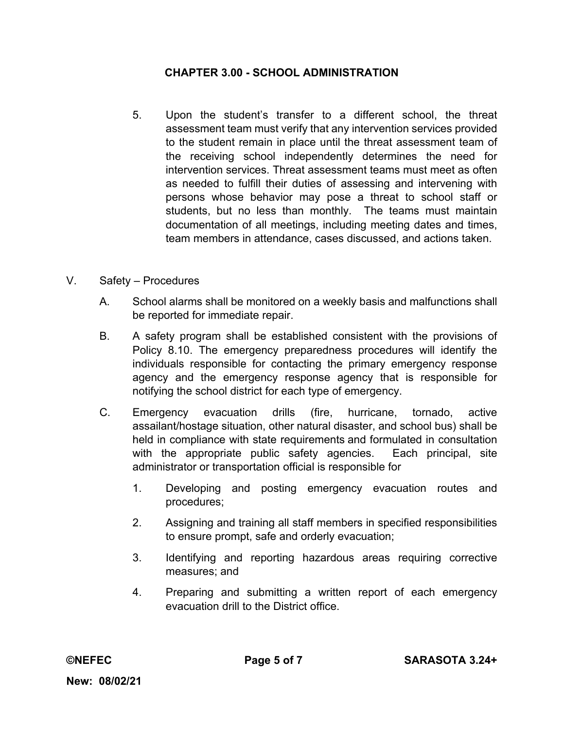5. Upon the student's transfer to a different school, the threat assessment team must verify that any intervention services provided to the student remain in place until the threat assessment team of the receiving school independently determines the need for intervention services. Threat assessment teams must meet as often as needed to fulfill their duties of assessing and intervening with persons whose behavior may pose a threat to school staff or students, but no less than monthly. The teams must maintain documentation of all meetings, including meeting dates and times, team members in attendance, cases discussed, and actions taken.

V. Safety – Procedures

A. School alarms shall be monitored on a weekly basis and malfunctions shall be reported for immediate repair.

B. A safety program shall be established consistent with the provisions of Policy 8.10. The emergency preparedness procedures will identify the individuals responsible for contacting the primary emergency response agency and the emergency response agency that is responsible for notifying the school district for each type of emergency.

C. Emergency evacuation drills (fire, hurricane, tornado, active assailant/hostage situation, other natural disaster, and school bus) shall be held in compliance with state requirements and formulated in consultation with the appropriate public safety agencies. Each principal, site administrator or transportation official is responsible for

1. Developing and posting emergency evacuation routes and procedures;
2. Assigning and training all staff members in specified responsibilities to ensure prompt, safe and orderly evacuation;
3. Identifying and reporting hazardous areas requiring corrective measures; and
4. Preparing and submitting a written report of each emergency evacuation drill to the District office.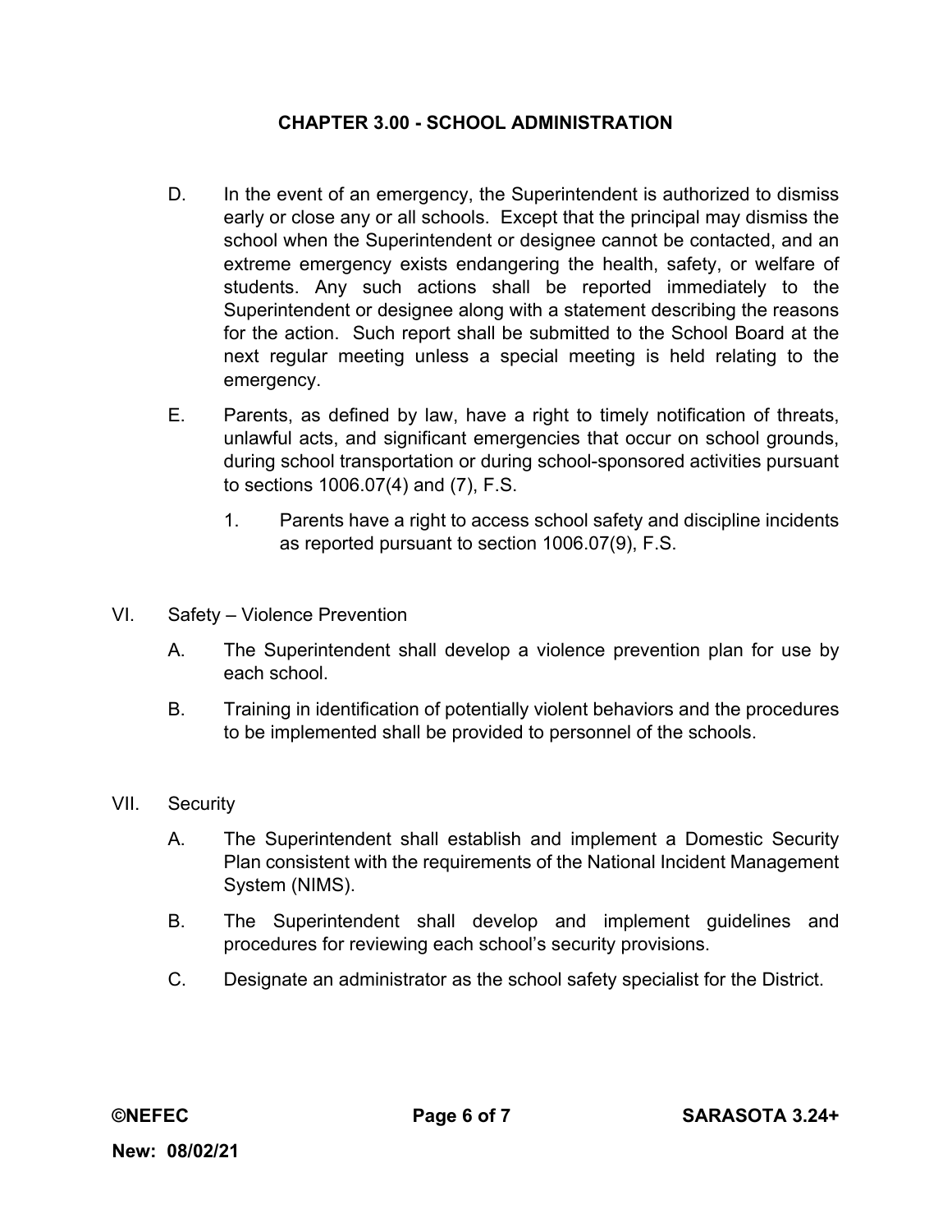D. In the event of an emergency, the Superintendent is authorized to dismiss early or close any or all schools. Except that the principal may dismiss the school when the Superintendent or designee cannot be contacted, and an extreme emergency exists endangering the health, safety, or welfare of students. Any such actions shall be reported immediately to the Superintendent or designee along with a statement describing the reasons for the action. Such report shall be submitted to the School Board at the next regular meeting unless a special meeting is held relating to the emergency.

E. Parents, as defined by law, have a right to timely notification of threats, unlawful acts, and significant emergencies that occur on school grounds, during school transportation or during school-sponsored activities pursuant to sections 1006.07(4) and (7), F.S.

   1. Parents have a right to access school safety and discipline incidents as reported pursuant to section 1006.07(9), F.S.

VI. Safety – Violence Prevention

   A. The Superintendent shall develop a violence prevention plan for use by each school.

   B. Training in identification of potentially violent behaviors and the procedures to be implemented shall be provided to personnel of the schools.

VII. Security

   A. The Superintendent shall establish and implement a Domestic Security Plan consistent with the requirements of the National Incident Management System (NIMS).

   B. The Superintendent shall develop and implement guidelines and procedures for reviewing each school's security provisions.

   C. Designate an administrator as the school safety specialist for the District.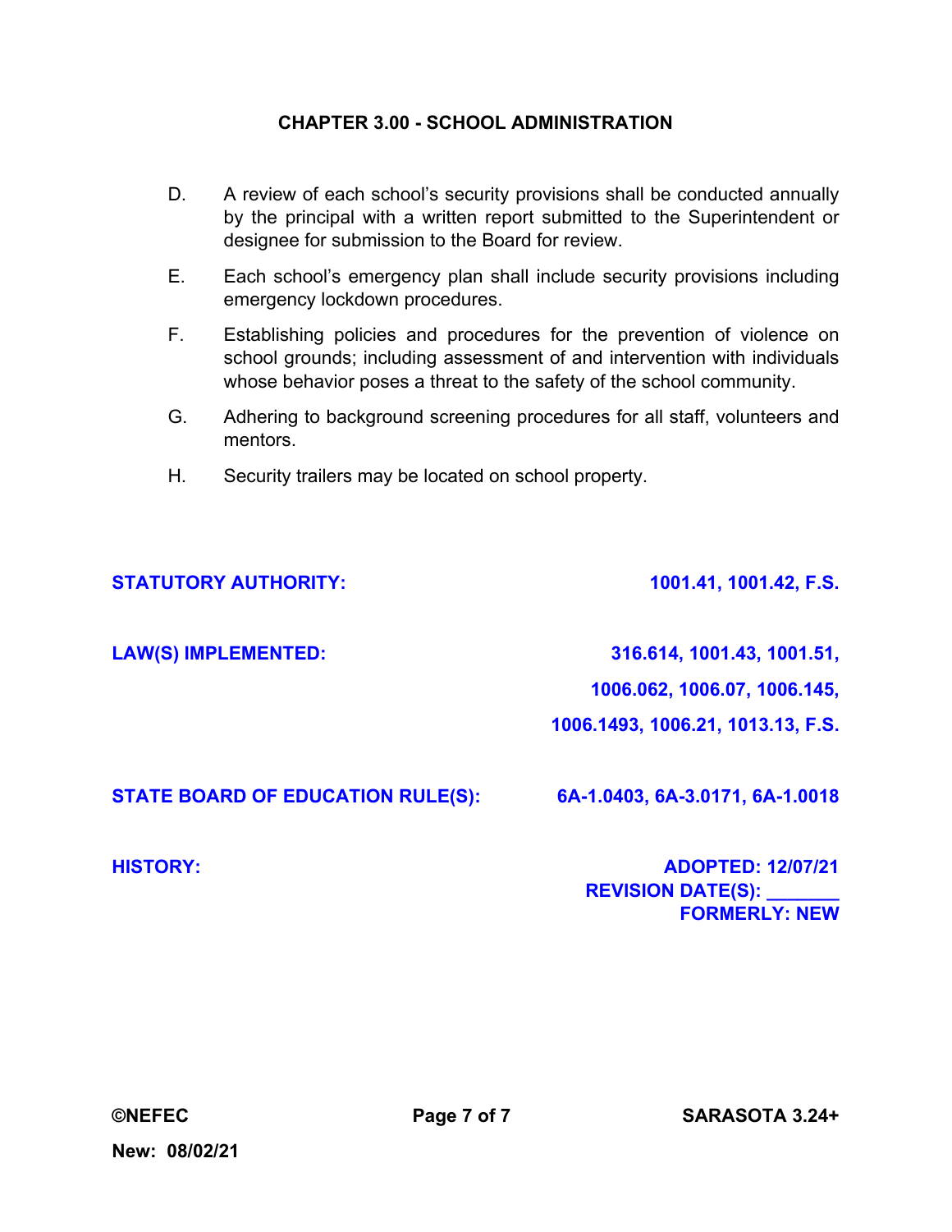D. A review of each school's security provisions shall be conducted annually by the principal with a written report submitted to the Superintendent or designee for submission to the Board for review.

E. Each school's emergency plan shall include security provisions including emergency lockdown procedures.

F. Establishing policies and procedures for the prevention of violence on school grounds; including assessment of and intervention with individuals whose behavior poses a threat to the safety of the school community.

G. Adhering to background screening procedures for all staff, volunteers and mentors.

H. Security trailers may be located on school property.

**STATUTORY AUTHORITY:** **1001.41, 1001.42, F.S.**

**LAW(S) IMPLEMENTED:** **316.614, 1001.43, 1001.51, 1006.062, 1006.07, 1006.145, 1006.1493, 1006.21, 1013.13, F.S.**

**STATE BOARD OF EDUCATION RULE(S):** **6A-1.0403, 6A-3.0171, 6A-1.0018**

**HISTORY:** **ADOPTED: 12/07/21**
**REVISION DATE(S): _______**
**FORMERLY: NEW**

**©NEFEC** **SARASOTA 3.24+**

**New: 08/02/21**